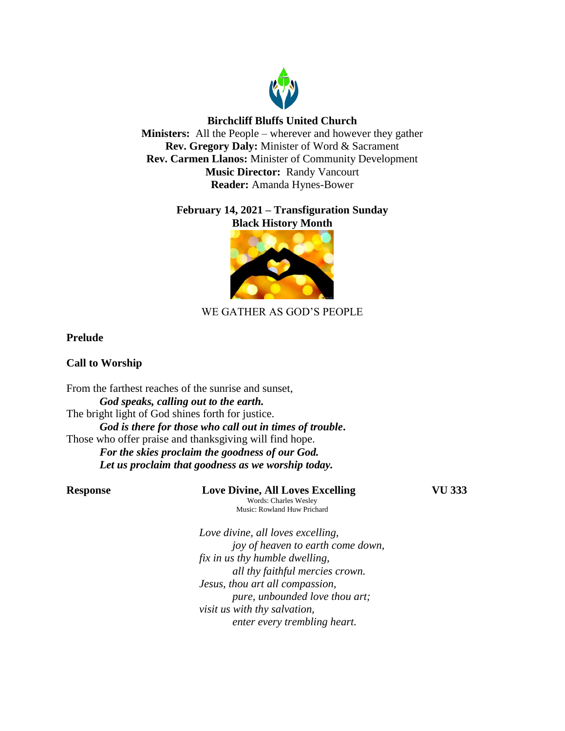**Birchcliff Bluffs United Church**
**Ministers:** All the People – wherever and however they gather
**Rev. Gregory Daly:** Minister of Word & Sacrament
**Rev. Carmen Llanos:** Minister of Community Development
**Music Director:** Randy Vancourt
**Reader:** Amanda Hynes-Bower

**February 14, 2021 – Transfiguration Sunday**
**Black History Month**

WE GATHER AS GOD'S PEOPLE

**Prelude**

**Call to Worship**

From the farthest reaches of the sunrise and sunset,
    ***God speaks, calling out to the earth.***
The bright light of God shines forth for justice.
    ***God is there for those who call out in times of trouble.***
Those who offer praise and thanksgiving will find hope.
    ***For the skies proclaim the goodness of our God.***
    ***Let us proclaim that goodness as we worship today.***

**Response** | **Love Divine, All Loves Excelling** | **VU 333**

Words: Charles Wesley
Music: Rowland Huw Prichard

*Love divine, all loves excelling,*
    *joy of heaven to earth come down,*
*fix in us thy humble dwelling,*
    *all thy faithful mercies crown.*
*Jesus, thou art all compassion,*
    *pure, unbounded love thou art;*
*visit us with thy salvation,*
    *enter every trembling heart.*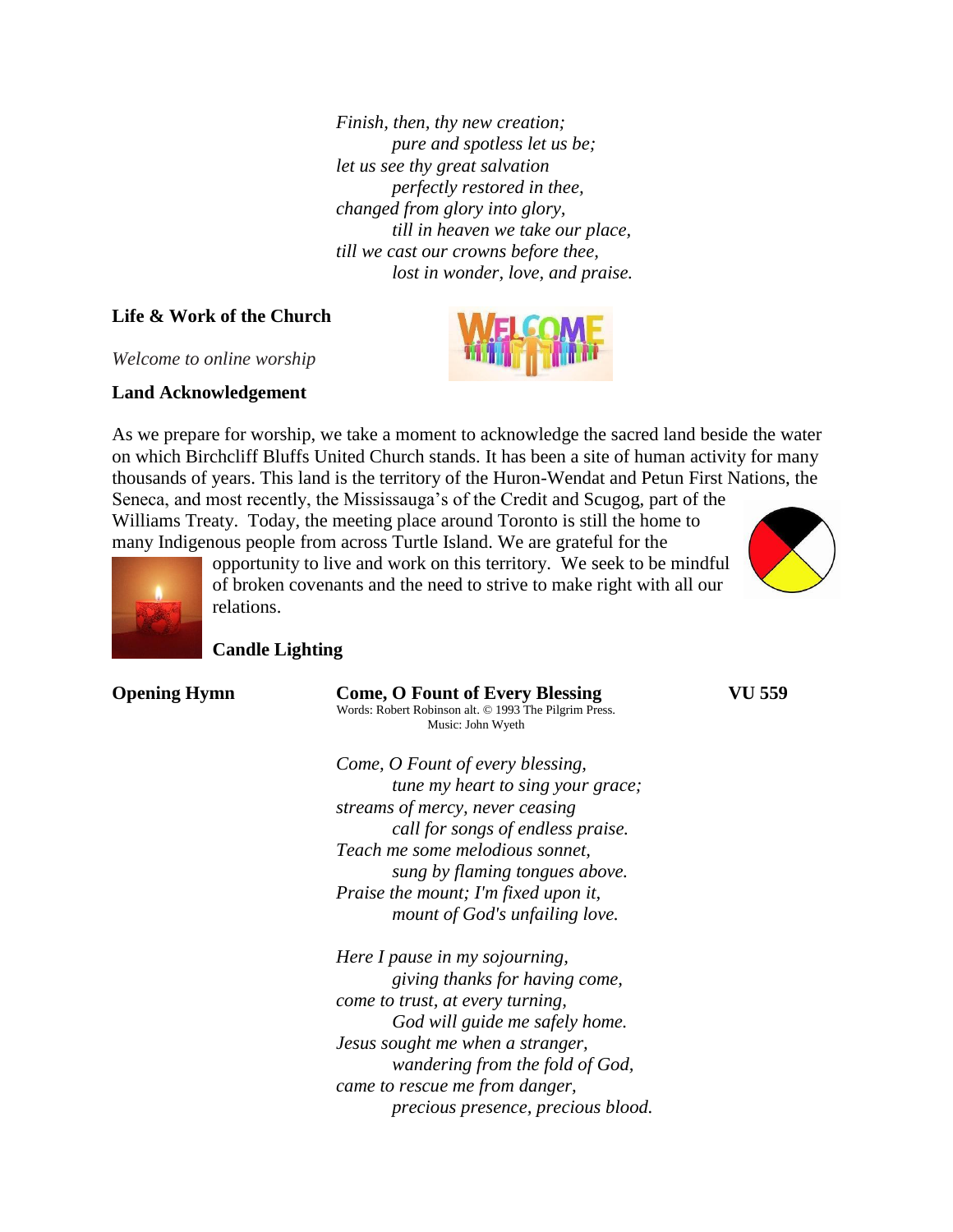*Finish, then, thy new creation;*
*pure and spotless let us be;*
*let us see thy great salvation*
*perfectly restored in thee,*
*changed from glory into glory,*
*till in heaven we take our place,*
*till we cast our crowns before thee,*
*lost in wonder, love, and praise.*

**Life & Work of the Church**

*Welcome to online worship*

**Land Acknowledgement**

As we prepare for worship, we take a moment to acknowledge the sacred land beside the water on which Birchcliff Bluffs United Church stands. It has been a site of human activity for many thousands of years. This land is the territory of the Huron-Wendat and Petun First Nations, the Seneca, and most recently, the Mississauga's of the Credit and Scugog, part of the Williams Treaty. Today, the meeting place around Toronto is still the home to many Indigenous people from across Turtle Island. We are grateful for the opportunity to live and work on this territory. We seek to be mindful of broken covenants and the need to strive to make right with all our relations.

**Candle Lighting**

**Opening Hymn** **Come, O Fount of Every Blessing** **VU 559**

Words: Robert Robinson alt. © 1993 The Pilgrim Press.
Music: John Wyeth

*Come, O Fount of every blessing,*
*tune my heart to sing your grace;*
*streams of mercy, never ceasing*
*call for songs of endless praise.*
*Teach me some melodious sonnet,*
*sung by flaming tongues above.*
*Praise the mount; I'm fixed upon it,*
*mount of God's unfailing love.*

*Here I pause in my sojourning,*
*giving thanks for having come,*
*come to trust, at every turning,*
*God will guide me safely home.*
*Jesus sought me when a stranger,*
*wandering from the fold of God,*
*came to rescue me from danger,*
*precious presence, precious blood.*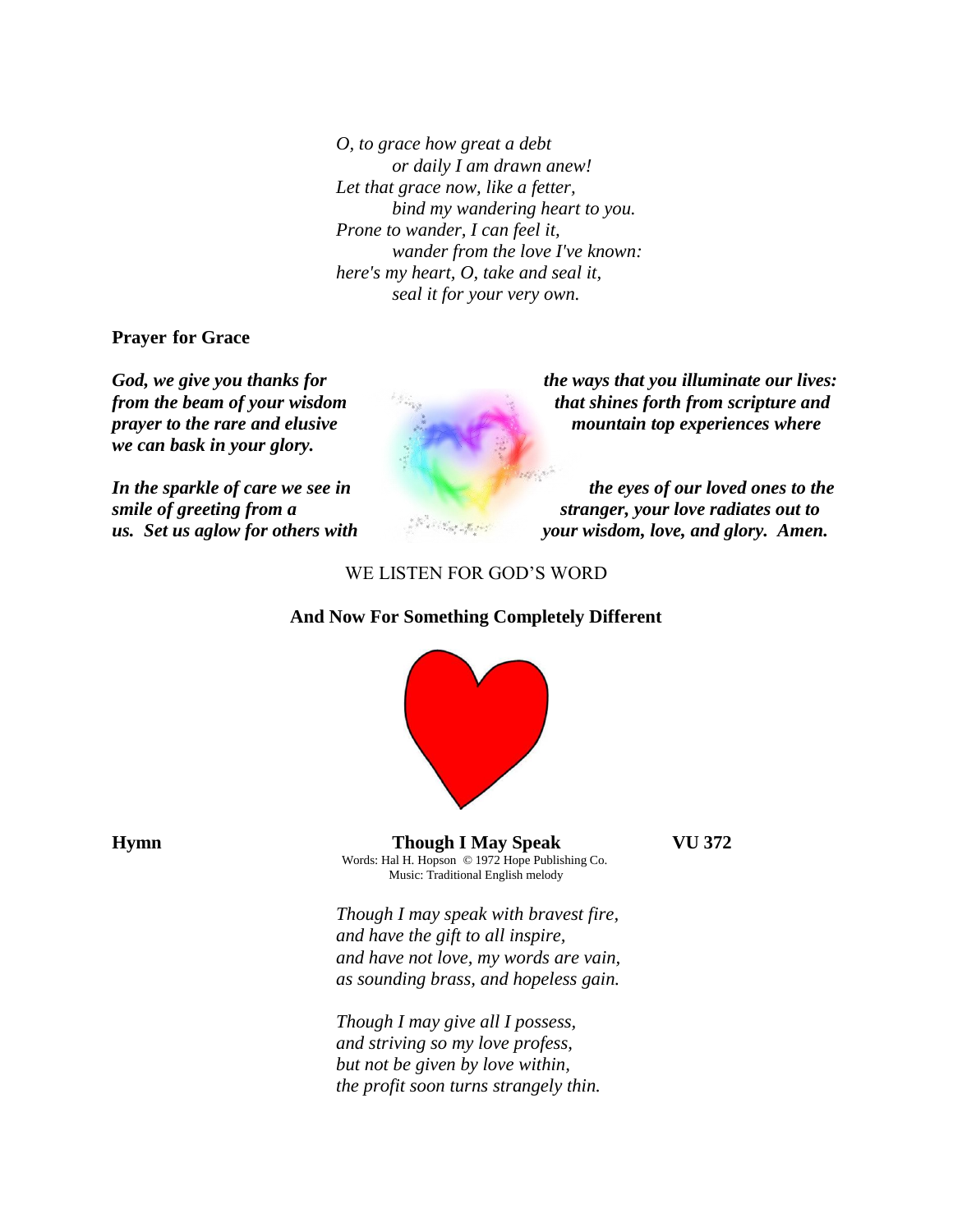*O, to grace how great a debt*
*or daily I am drawn anew!*
*Let that grace now, like a fetter,*
*bind my wandering heart to you.*
*Prone to wander, I can feel it,*
*wander from the love I've known:*
*here's my heart, O, take and seal it,*
*seal it for your very own.*

**Prayer for Grace**

***God, we give you thanks for the ways that you illuminate our lives: from the beam of your wisdom that shines forth from scripture and prayer to the rare and elusive mountain top experiences where we can bask in your glory.***

***In the sparkle of care we see in the eyes of our loved ones to the smile of greeting from a stranger, your love radiates out to us. Set us aglow for others with your wisdom, love, and glory. Amen.***

WE LISTEN FOR GOD'S WORD

**And Now For Something Completely Different**

**Hymn** **Though I May Speak** **VU 372**

Words: Hal H. Hopson © 1972 Hope Publishing Co.
Music: Traditional English melody

*Though I may speak with bravest fire,*
*and have the gift to all inspire,*
*and have not love, my words are vain,*
*as sounding brass, and hopeless gain.*

*Though I may give all I possess,*
*and striving so my love profess,*
*but not be given by love within,*
*the profit soon turns strangely thin.*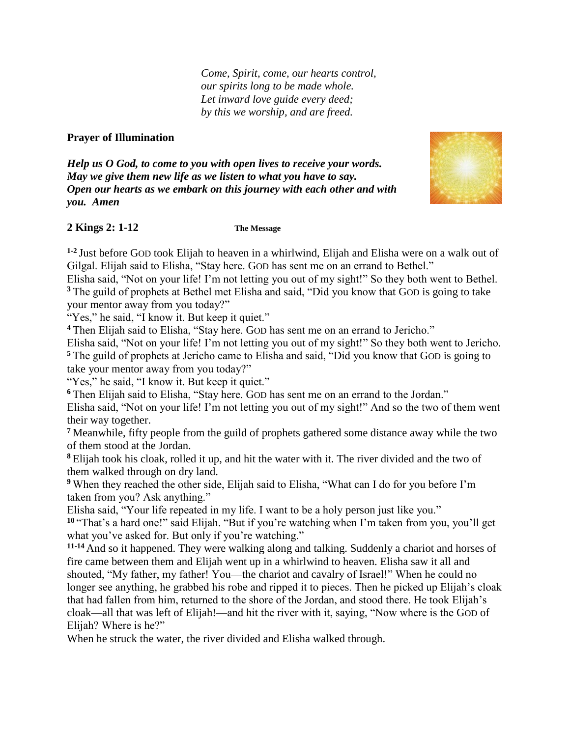*Come, Spirit, come, our hearts control,*
*our spirits long to be made whole.*
*Let inward love guide every deed;*
*by this we worship, and are freed.*

**Prayer of Illumination**

***Help us O God, to come to you with open lives to receive your words.***
***May we give them new life as we listen to what you have to say.***
***Open our hearts as we embark on this journey with each other and with you. Amen***

## 2 Kings 2: 1-12 **The Message**

**1-2** Just before GOD took Elijah to heaven in a whirlwind, Elijah and Elisha were on a walk out of Gilgal. Elijah said to Elisha, "Stay here. GOD has sent me on an errand to Bethel."
Elisha said, "Not on your life! I'm not letting you out of my sight!" So they both went to Bethel.
**3** The guild of prophets at Bethel met Elisha and said, "Did you know that GOD is going to take your mentor away from you today?"
"Yes," he said, "I know it. But keep it quiet."
**4** Then Elijah said to Elisha, "Stay here. GOD has sent me on an errand to Jericho."
Elisha said, "Not on your life! I'm not letting you out of my sight!" So they both went to Jericho.
**5** The guild of prophets at Jericho came to Elisha and said, "Did you know that GOD is going to take your mentor away from you today?"
"Yes," he said, "I know it. But keep it quiet."
**6** Then Elijah said to Elisha, "Stay here. GOD has sent me on an errand to the Jordan."
Elisha said, "Not on your life! I'm not letting you out of my sight!" And so the two of them went their way together.
**7** Meanwhile, fifty people from the guild of prophets gathered some distance away while the two of them stood at the Jordan.
**8** Elijah took his cloak, rolled it up, and hit the water with it. The river divided and the two of them walked through on dry land.
**9** When they reached the other side, Elijah said to Elisha, "What can I do for you before I'm taken from you? Ask anything."
Elisha said, "Your life repeated in my life. I want to be a holy person just like you."
**10** "That's a hard one!" said Elijah. "But if you're watching when I'm taken from you, you'll get what you've asked for. But only if you're watching."
**11-14** And so it happened. They were walking along and talking. Suddenly a chariot and horses of fire came between them and Elijah went up in a whirlwind to heaven. Elisha saw it all and shouted, "My father, my father! You—the chariot and cavalry of Israel!" When he could no longer see anything, he grabbed his robe and ripped it to pieces. Then he picked up Elijah's cloak that had fallen from him, returned to the shore of the Jordan, and stood there. He took Elijah's cloak—all that was left of Elijah!—and hit the river with it, saying, "Now where is the GOD of Elijah? Where is he?"
When he struck the water, the river divided and Elisha walked through.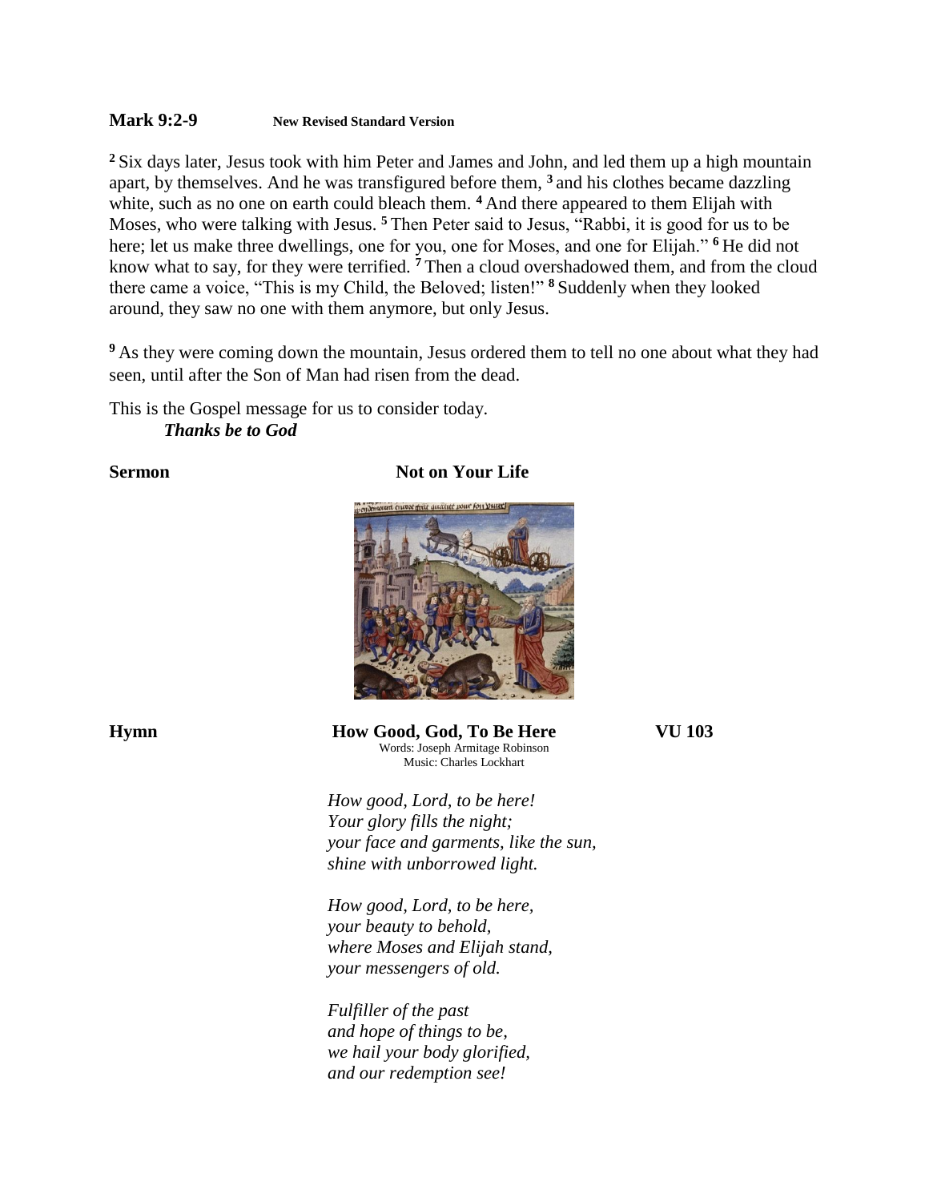**Mark 9:2-9** **New Revised Standard Version**

[2] Six days later, Jesus took with him Peter and James and John, and led them up a high mountain apart, by themselves. And he was transfigured before them, [3] and his clothes became dazzling white, such as no one on earth could bleach them. [4] And there appeared to them Elijah with Moses, who were talking with Jesus. [5] Then Peter said to Jesus, "Rabbi, it is good for us to be here; let us make three dwellings, one for you, one for Moses, and one for Elijah." [6] He did not know what to say, for they were terrified. [7] Then a cloud overshadowed them, and from the cloud there came a voice, "This is my Child, the Beloved; listen!" [8] Suddenly when they looked around, they saw no one with them anymore, but only Jesus.

[9] As they were coming down the mountain, Jesus ordered them to tell no one about what they had seen, until after the Son of Man had risen from the dead.

This is the Gospel message for us to consider today.
***Thanks be to God***

**Sermon** **Not on Your Life**

**Hymn** **How Good, God, To Be Here** **VU 103**
Words: Joseph Armitage Robinson
Music: Charles Lockhart

*How good, Lord, to be here!*
*Your glory fills the night;*
*your face and garments, like the sun,*
*shine with unborrowed light.*

*How good, Lord, to be here,*
*your beauty to behold,*
*where Moses and Elijah stand,*
*your messengers of old.*

*Fulfiller of the past*
*and hope of things to be,*
*we hail your body glorified,*
*and our redemption see!*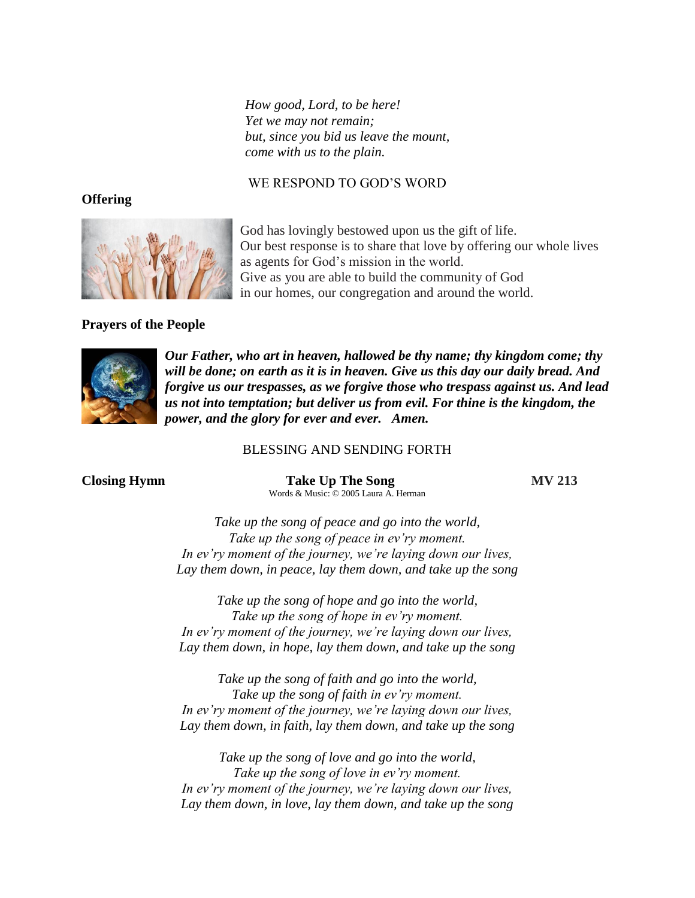*How good, Lord, to be here!*
*Yet we may not remain;*
*but, since you bid us leave the mount,*
*come with us to the plain.*

WE RESPOND TO GOD'S WORD

**Offering**

God has lovingly bestowed upon us the gift of life.
Our best response is to share that love by offering our whole lives as agents for God's mission in the world.
Give as you are able to build the community of God
in our homes, our congregation and around the world.

**Prayers of the People**

***Our Father, who art in heaven, hallowed be thy name; thy kingdom come; thy will be done; on earth as it is in heaven. Give us this day our daily bread. And forgive us our trespasses, as we forgive those who trespass against us. And lead us not into temptation; but deliver us from evil. For thine is the kingdom, the power, and the glory for ever and ever. Amen.***

BLESSING AND SENDING FORTH

**Closing Hymn** **Take Up The Song** **MV 213**

Words & Music: © 2005 Laura A. Herman

*Take up the song of peace and go into the world,*
*Take up the song of peace in ev'ry moment.*
*In ev'ry moment of the journey, we're laying down our lives,*
*Lay them down, in peace, lay them down, and take up the song*

*Take up the song of hope and go into the world,*
*Take up the song of hope in ev'ry moment.*
*In ev'ry moment of the journey, we're laying down our lives,*
*Lay them down, in hope, lay them down, and take up the song*

*Take up the song of faith and go into the world,*
*Take up the song of faith in ev'ry moment.*
*In ev'ry moment of the journey, we're laying down our lives,*
*Lay them down, in faith, lay them down, and take up the song*

*Take up the song of love and go into the world,*
*Take up the song of love in ev'ry moment.*
*In ev'ry moment of the journey, we're laying down our lives,*
*Lay them down, in love, lay them down, and take up the song*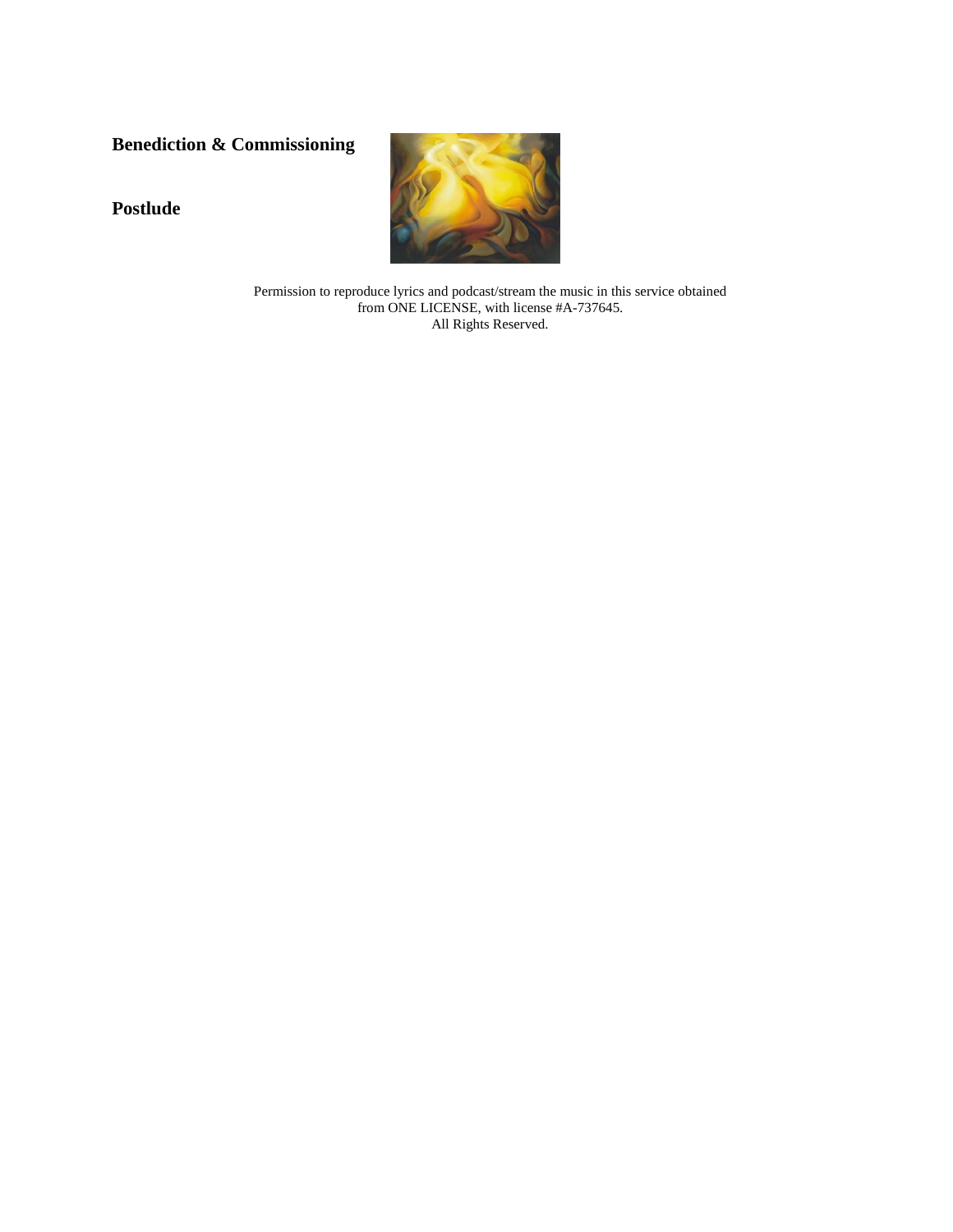**Benediction & Commissioning**

**Postlude**

Permission to reproduce lyrics and podcast/stream the music in this service obtained from ONE LICENSE, with license #A-737645.
All Rights Reserved.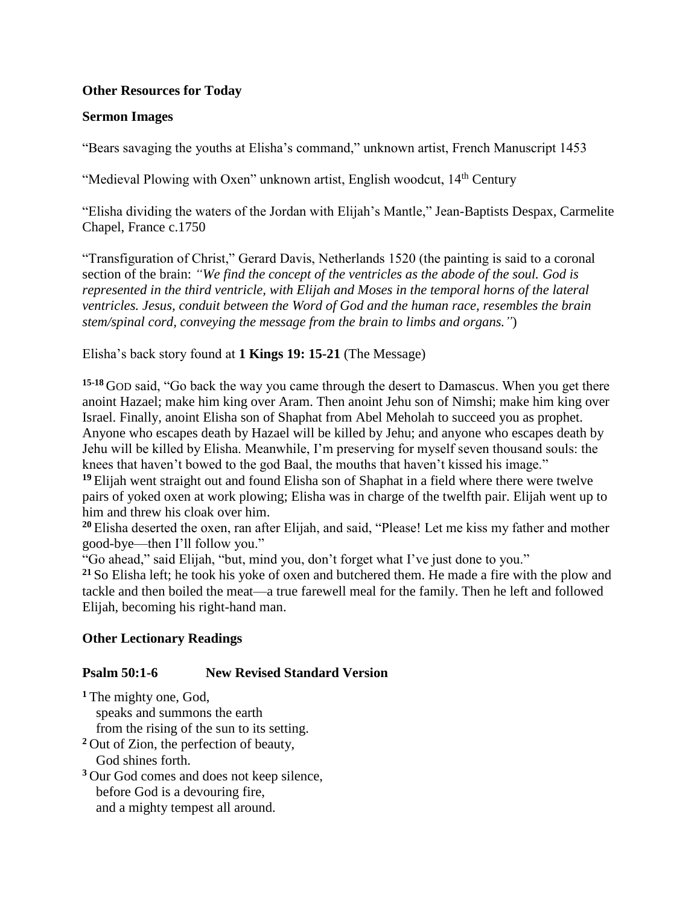**Other Resources for Today**

**Sermon Images**

"Bears savaging the youths at Elisha's command," unknown artist, French Manuscript 1453

"Medieval Plowing with Oxen" unknown artist, English woodcut, 14th Century

"Elisha dividing the waters of the Jordan with Elijah's Mantle," Jean-Baptists Despax, Carmelite Chapel, France c.1750

"Transfiguration of Christ," Gerard Davis, Netherlands 1520 (the painting is said to a coronal section of the brain: *"We find the concept of the ventricles as the abode of the soul. God is represented in the third ventricle, with Elijah and Moses in the temporal horns of the lateral ventricles. Jesus, conduit between the Word of God and the human race, resembles the brain stem/spinal cord, conveying the message from the brain to limbs and organs."*)

Elisha's back story found at **1 Kings 19: 15-21** (The Message)

**15-18** GOD said, "Go back the way you came through the desert to Damascus. When you get there anoint Hazael; make him king over Aram. Then anoint Jehu son of Nimshi; make him king over Israel. Finally, anoint Elisha son of Shaphat from Abel Meholah to succeed you as prophet. Anyone who escapes death by Hazael will be killed by Jehu; and anyone who escapes death by Jehu will be killed by Elisha. Meanwhile, I'm preserving for myself seven thousand souls: the knees that haven't bowed to the god Baal, the mouths that haven't kissed his image."
**19** Elijah went straight out and found Elisha son of Shaphat in a field where there were twelve pairs of yoked oxen at work plowing; Elisha was in charge of the twelfth pair. Elijah went up to him and threw his cloak over him.
**20** Elisha deserted the oxen, ran after Elijah, and said, "Please! Let me kiss my father and mother good-bye—then I'll follow you."
"Go ahead," said Elijah, "but, mind you, don't forget what I've just done to you."
**21** So Elisha left; he took his yoke of oxen and butchered them. He made a fire with the plow and tackle and then boiled the meat—a true farewell meal for the family. Then he left and followed Elijah, becoming his right-hand man.

**Other Lectionary Readings**

**Psalm 50:1-6 New Revised Standard Version**

**1** The mighty one, God,
speaks and summons the earth
from the rising of the sun to its setting.
**2** Out of Zion, the perfection of beauty,
God shines forth.
**3** Our God comes and does not keep silence,
before God is a devouring fire,
and a mighty tempest all around.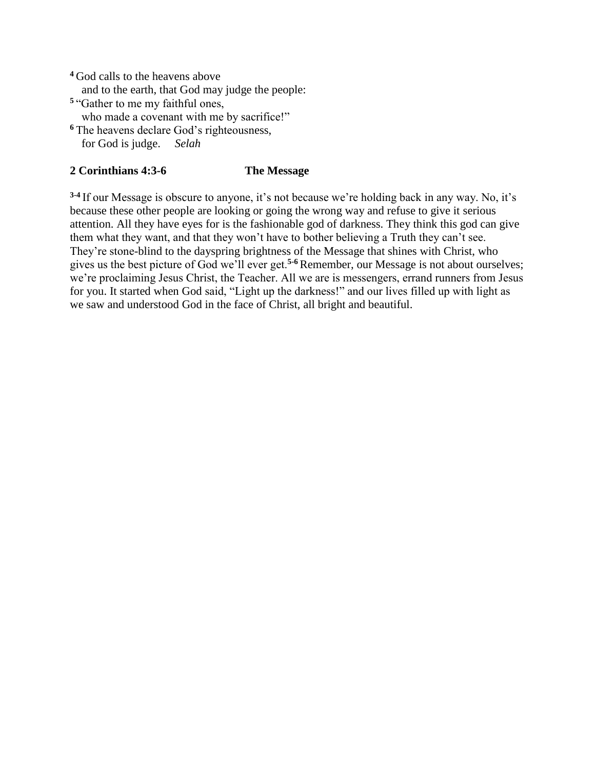[4] God calls to the heavens above  
  and to the earth, that God may judge the people:  
[5] "Gather to me my faithful ones,  
  who made a covenant with me by sacrifice!"  
[6] The heavens declare God's righteousness,  
  for God is judge.   *Selah*

**2 Corinthians 4:3-6     The Message**

[3-4] If our Message is obscure to anyone, it's not because we're holding back in any way. No, it's because these other people are looking or going the wrong way and refuse to give it serious attention. All they have eyes for is the fashionable god of darkness. They think this god can give them what they want, and that they won't have to bother believing a Truth they can't see. They're stone-blind to the dayspring brightness of the Message that shines with Christ, who gives us the best picture of God we'll ever get.[5-6] Remember, our Message is not about ourselves; we're proclaiming Jesus Christ, the Teacher. All we are is messengers, errand runners from Jesus for you. It started when God said, "Light up the darkness!" and our lives filled up with light as we saw and understood God in the face of Christ, all bright and beautiful.